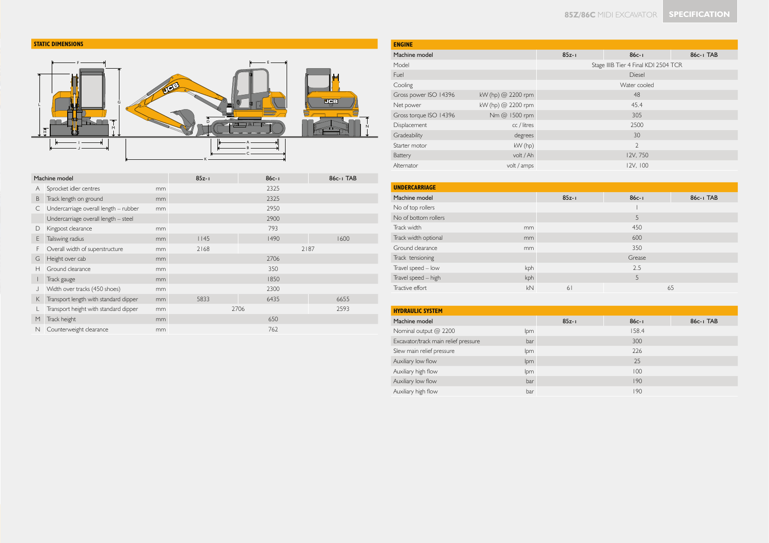## STATIC DIMENSIONS

| | Machine model | | 85z-1 | 86c-1 | 86c-1 TAB |
|---|---|---|---|---|---|
| A | Sprocket idler centres | mm | | 2325 | |
| B | Track length on ground | mm | | 2325 | |
| C | Undercarriage overall length – rubber | mm | | 2950 | |
| | Undercarriage overall length – steel | | | 2900 | |
| D | Kingpost clearance | mm | | 793 | |
| E | Tailswing radius | mm | 1145 | 1490 | 1600 |
| F | Overall width of superstructure | mm | 2168 | 2187 | |
| G | Height over cab | mm | | 2706 | |
| H | Ground clearance | mm | | 350 | |
| I | Track gauge | mm | | 1850 | |
| J | Width over tracks (450 shoes) | mm | | 2300 | |
| K | Transport length with standard dipper | mm | 5833 | 6435 | 6655 |
| L | Transport height with standard dipper | mm | 2706 | | 2593 |
| M | Track height | mm | | 650 | |
| N | Counterweight clearance | mm | | 762 | |

## ENGINE

| Machine model | | 85z-1 | 86c-1 | 86c-1 TAB |
|---|---|---|---|---|
| Model | | | Stage IIIB Tier 4 Final KDI 2504 TCR | |
| Fuel | | | Diesel | |
| Cooling | | | Water cooled | |
| Gross power ISO 14396 | kW (hp) @ 2200 rpm | | 48 | |
| Net power | kW (hp) @ 2200 rpm | | 45.4 | |
| Gross torque ISO 14396 | Nm @ 1500 rpm | | 305 | |
| Displacement | cc / litres | | 2500 | |
| Gradeability | degrees | | 30 | |
| Starter motor | kW (hp) | | 2 | |
| Battery | volt / Ah | | 12V, 750 | |
| Alternator | volt / amps | | 12V, 100 | |

## UNDERCARRIAGE

| Machine model | | 85z-1 | 86c-1 | 86c-1 TAB |
|---|---|---|---|---|
| No of top rollers | | | 1 | |
| No of bottom rollers | | | 5 | |
| Track width | mm | | 450 | |
| Track width optional | mm | | 600 | |
| Ground clearance | mm | | 350 | |
| Track tensioning | | | Grease | |
| Travel speed – low | kph | | 2.5 | |
| Travel speed – high | kph | | 5 | |
| Tractive effort | kN | 61 | 65 | |

## HYDRAULIC SYSTEM

| Machine model | | 85z-1 | 86c-1 | 86c-1 TAB |
|---|---|---|---|---|
| Nominal output @ 2200 | lpm | | 158.4 | |
| Excavator/track main relief pressure | bar | | 300 | |
| Slew main relief pressure | lpm | | 226 | |
| Auxiliary low flow | lpm | | 25 | |
| Auxiliary high flow | lpm | | 100 | |
| Auxiliary low flow | bar | | 190 | |
| Auxiliary high flow | bar | | 190 | |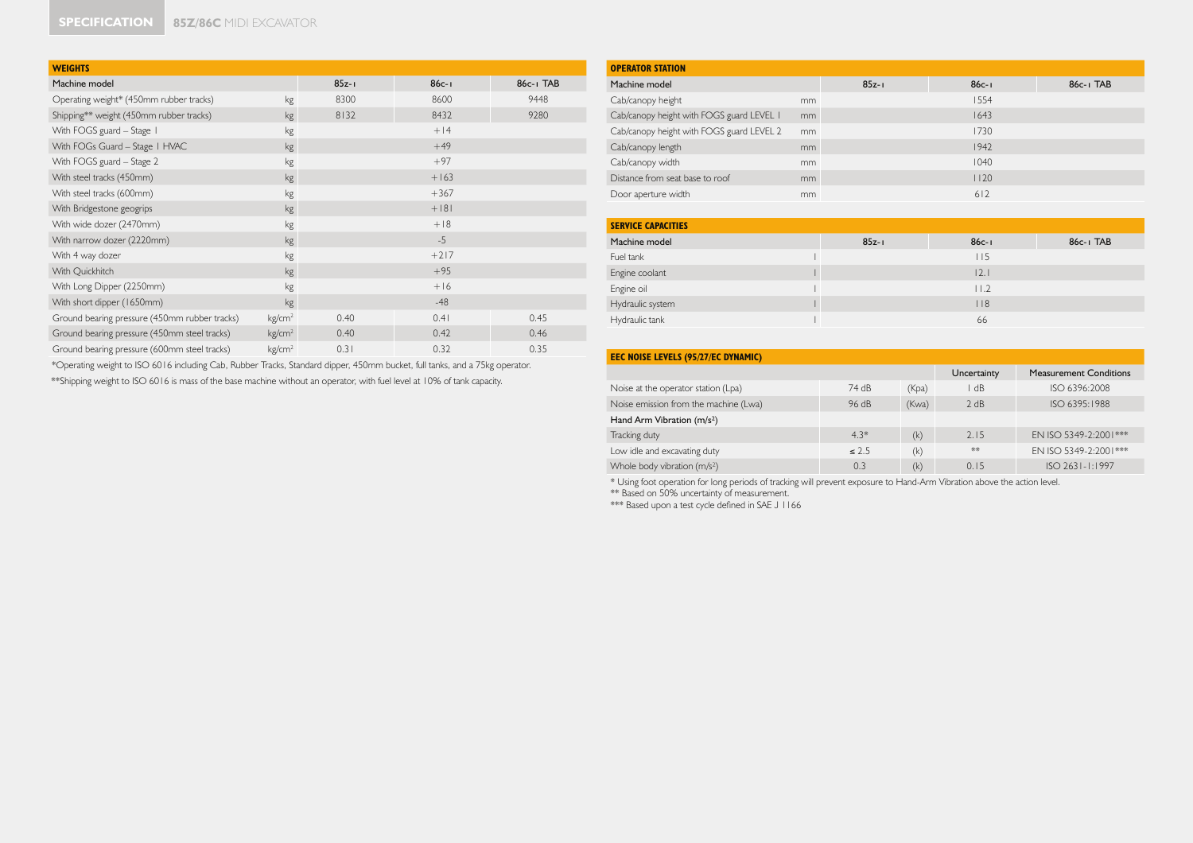## SPECIFICATION 85Z/86C MIDI EXCAVATOR

### WEIGHTS

| Machine model | | 85z-1 | 86c-1 | 86c-1 TAB |
|---|---|---|---|---|
| Operating weight* (450mm rubber tracks) | kg | 8300 | 8600 | 9448 |
| Shipping** weight (450mm rubber tracks) | kg | 8132 | 8432 | 9280 |
| With FOGS guard – Stage 1 | kg | | +14 | |
| With FOGs Guard – Stage 1 HVAC | kg | | +49 | |
| With FOGS guard – Stage 2 | kg | | +97 | |
| With steel tracks (450mm) | kg | | +163 | |
| With steel tracks (600mm) | kg | | +367 | |
| With Bridgestone geogrips | kg | | +181 | |
| With wide dozer (2470mm) | kg | | +18 | |
| With narrow dozer (2220mm) | kg | | -5 | |
| With 4 way dozer | kg | | +217 | |
| With Quickhitch | kg | | +95 | |
| With Long Dipper (2250mm) | kg | | +16 | |
| With short dipper (1650mm) | kg | | -48 | |
| Ground bearing pressure (450mm rubber tracks) | kg/cm² | 0.40 | 0.41 | 0.45 |
| Ground bearing pressure (450mm steel tracks) | kg/cm² | 0.40 | 0.42 | 0.46 |
| Ground bearing pressure (600mm steel tracks) | kg/cm² | 0.31 | 0.32 | 0.35 |

*Operating weight to ISO 6016 including Cab, Rubber Tracks, Standard dipper, 450mm bucket, full tanks, and a 75kg operator.

**Shipping weight to ISO 6016 is mass of the base machine without an operator, with fuel level at 10% of tank capacity.

### OPERATOR STATION

| Machine model | | 85z-1 | 86c-1 | 86c-1 TAB |
|---|---|---|---|---|
| Cab/canopy height | mm | | 1554 | |
| Cab/canopy height with FOGS guard LEVEL 1 | mm | | 1643 | |
| Cab/canopy height with FOGS guard LEVEL 2 | mm | | 1730 | |
| Cab/canopy length | mm | | 1942 | |
| Cab/canopy width | mm | | 1040 | |
| Distance from seat base to roof | mm | | 1120 | |
| Door aperture width | mm | | 612 | |

### SERVICE CAPACITIES

| Machine model | | 85z-1 | 86c-1 | 86c-1 TAB |
|---|---|---|---|---|
| Fuel tank | l | | 115 | |
| Engine coolant | l | | 12.1 | |
| Engine oil | l | | 11.2 | |
| Hydraulic system | l | | 118 | |
| Hydraulic tank | l | | 66 | |

### EEC NOISE LEVELS (95/27/EC DYNAMIC)

| | | | Uncertainty | Measurement Conditions |
|---|---|---|---|---|
| Noise at the operator station (Lpa) | 74 dB | (Kpa) | 1 dB | ISO 6396:2008 |
| Noise emission from the machine (Lwa) | 96 dB | (Kwa) | 2 dB | ISO 6395:1988 |
| Hand Arm Vibration (m/s²) | | | | |
| Tracking duty | 4.3* | (k) | 2.15 | EN ISO 5349-2:2001*** |
| Low idle and excavating duty | ≤ 2.5 | (k) | ** | EN ISO 5349-2:2001*** |
| Whole body vibration (m/s²) | 0.3 | (k) | 0.15 | ISO 2631-1:1997 |

* Using foot operation for long periods of tracking will prevent exposure to Hand-Arm Vibration above the action level.
** Based on 50% uncertainty of measurement.
*** Based upon a test cycle defined in SAE J 1166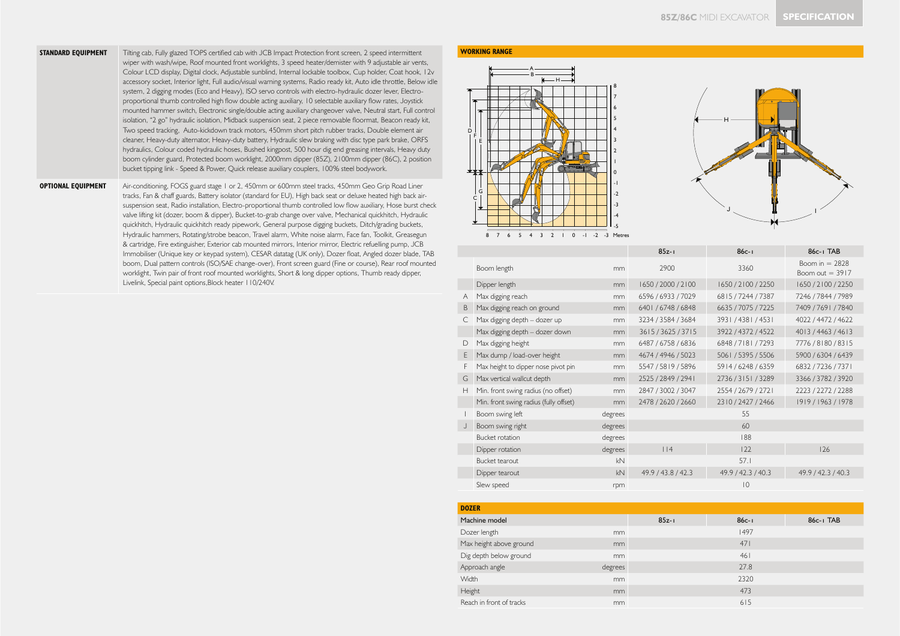## STANDARD EQUIPMENT

Tilting cab, Fully glazed TOPS certified cab with JCB Impact Protection front screen, 2 speed intermittent wiper with wash/wipe, Roof mounted front worklights, 3 speed heater/demister with 9 adjustable air vents, Colour LCD display, Digital clock, Adjustable sunblind, Internal lockable toolbox, Cup holder, Coat hook, 12v accessory socket, Interior light, Full audio/visual warning systems, Radio ready kit, Auto idle throttle, Below idle system, 2 digging modes (Eco and Heavy), ISO servo controls with electro-hydraulic dozer lever, Electro-proportional thumb controlled high flow double acting auxiliary, 10 selectable auxiliary flow rates, Joystick mounted hammer switch, Electronic single/double acting auxiliary changeover valve, Neutral start, Full control isolation, "2 go" hydraulic isolation, Midback suspension seat, 2 piece removable floormat, Beacon ready kit, Two speed tracking, Auto-kickdown track motors, 450mm short pitch rubber tracks, Double element air cleaner, Heavy-duty alternator, Heavy-duty battery, Hydraulic slew braking with disc type park brake, ORFS hydraulics, Colour coded hydraulic hoses, Bushed kingpost, 500 hour dig end greasing intervals, Heavy duty boom cylinder guard, Protected boom worklight, 2000mm dipper (85Z), 2100mm dipper (86C), 2 position bucket tipping link - Speed & Power, Quick release auxiliary couplers, 100% steel bodywork.

## OPTIONAL EQUIPMENT

Air-conditioning, FOGS guard stage 1 or 2, 450mm or 600mm steel tracks, 450mm Geo Grip Road Liner tracks, Fan & chaff guards, Battery isolator (standard for EU), High back seat or deluxe heated high back air-suspension seat, Radio installation, Electro-proportional thumb controlled low flow auxiliary, Hose burst check valve lifting kit (dozer, boom & dipper), Bucket-to-grab change over valve, Mechanical quickhitch, Hydraulic quickhitch, Hydraulic quickhitch ready pipework, General purpose digging buckets, Ditch/grading buckets, Hydraulic hammers, Rotating/strobe beacon, Travel alarm, White noise alarm, Face fan, Toolkit, Greasegun & cartridge, Fire extinguisher, Exterior cab mounted mirrors, Interior mirror, Electric refuelling pump, JCB Immobiliser (Unique key or keypad system), CESAR datatag (UK only), Dozer float, Angled dozer blade, TAB boom, Dual pattern controls (ISO/SAE change-over), Front screen guard (Fine or course), Rear roof mounted worklight, Twin pair of front roof mounted worklights, Short & long dipper options, Thumb ready dipper, Livelink, Special paint options, Block heater 110/240V.

## WORKING RANGE

| | | | 85z-1 | 86c-1 | 86c-1 TAB |
|---|---|---|---|---|---|
| | Boom length | mm | 2900 | 3360 | Boom in = 2828<br>Boom out = 3917 |
| | Dipper length | mm | 1650 / 2000 / 2100 | 1650 / 2100 / 2250 | 1650 / 2100 / 2250 |
| A | Max digging reach | mm | 6596 / 6933 / 7029 | 6815 / 7244 / 7387 | 7246 / 7844 / 7989 |
| B | Max digging reach on ground | mm | 6401 / 6748 / 6848 | 6635 / 7075 / 7225 | 7409 / 7691 / 7840 |
| C | Max digging depth – dozer up | mm | 3234 / 3584 / 3684 | 3931 / 4381 / 4531 | 4022 / 4472 / 4622 |
| | Max digging depth – dozer down | mm | 3615 / 3625 / 3715 | 3922 / 4372 / 4522 | 4013 / 4463 / 4613 |
| D | Max digging height | mm | 6487 / 6758 / 6836 | 6848 / 7181 / 7293 | 7776 / 8180 / 8315 |
| E | Max dump / load-over height | mm | 4674 / 4946 / 5023 | 5061 / 5395 / 5506 | 5900 / 6304 / 6439 |
| F | Max height to dipper nose pivot pin | mm | 5547 / 5819 / 5896 | 5914 / 6248 / 6359 | 6832 / 7236 / 7371 |
| G | Max vertical wallcut depth | mm | 2525 / 2849 / 2941 | 2736 / 3151 / 3289 | 3366 / 3782 / 3920 |
| H | Min. front swing radius (no offset) | mm | 2847 / 3002 / 3047 | 2554 / 2679 / 2721 | 2223 / 2272 / 2288 |
| | Min. front swing radius (fully offset) | mm | 2478 / 2620 / 2660 | 2310 / 2427 / 2466 | 1919 / 1963 / 1978 |
| I | Boom swing left | degrees | | 55 | |
| J | Boom swing right | degrees | | 60 | |
| | Bucket rotation | degrees | | 188 | |
| | Dipper rotation | degrees | 114 | 122 | 126 |
| | Bucket tearout | kN | | 57.1 | |
| | Dipper tearout | kN | 49.9 / 43.8 / 42.3 | 49.9 / 42.3 / 40.3 | 49.9 / 42.3 / 40.3 |
| | Slew speed | rpm | | 10 | |

## DOZER

| Machine model | | 85z-1 | 86c-1 | 86c-1 TAB |
|---|---|---|---|---|
| Dozer length | mm | | 1497 | |
| Max height above ground | mm | | 471 | |
| Dig depth below ground | mm | | 461 | |
| Approach angle | degrees | | 27.8 | |
| Width | mm | | 2320 | |
| Height | mm | | 473 | |
| Reach in front of tracks | mm | | 615 | |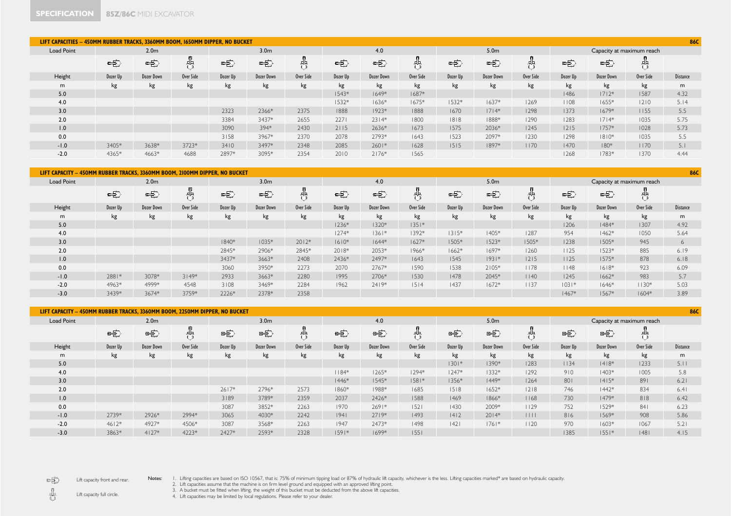**SPECIFICATION** 85Z/86C MIDI EXCAVATOR

## LIFT CAPACITIES – 450MM RUBBER TRACKS, 3360MM BOOM, 1650MM DIPPER, NO BUCKET

86C

| Load Point | 2.0m | | | 3.0m | | | 4.0 | | | 5.0m | | | Capacity at maximum reach | | | |
|---|---|---|---|---|---|---|---|---|---|---|---|---|---|---|---|---|
| Height | Dozer Up | Dozer Down | Over Side | Dozer Up | Dozer Down | Over Side | Dozer Up | Dozer Down | Over Side | Dozer Up | Dozer Down | Over Side | Dozer Up | Dozer Down | Over Side | Distance |
| m | kg | kg | kg | kg | kg | kg | kg | kg | kg | kg | kg | kg | kg | kg | kg | m |
| 5.0 | | | | | | | 1543* | 1649* | 1687* | | | | 1486 | 1712* | 1587 | 4.32 |
| 4.0 | | | | | | | 1532* | 1636* | 1675* | 1532* | 1637* | 1269 | 1108 | 1655* | 1210 | 5.14 |
| 3.0 | | | | 2323 | 2366* | 2375 | 1888 | 1923* | 1888 | 1670 | 1714* | 1298 | 1373 | 1679* | 1155 | 5.5 |
| 2.0 | | | | 3384 | 3437* | 2655 | 2271 | 2314* | 1800 | 1818 | 1888* | 1290 | 1283 | 1714* | 1035 | 5.75 |
| 1.0 | | | | 3090 | 394* | 2430 | 2115 | 2636* | 1673 | 1575 | 2036* | 1245 | 1215 | 1757* | 1028 | 5.73 |
| 0.0 | | | | 3158 | 3967* | 2370 | 2078 | 2793* | 1643 | 1523 | 2097* | 1230 | 1298 | 1810* | 1035 | 5.5 |
| -1.0 | 3405* | 3638* | 3723* | 3410 | 3497* | 2348 | 2085 | 2601* | 1628 | 1515 | 1897* | 1170 | 1470 | 180* | 1170 | 5.1 |
| -2.0 | 4365* | 4663* | 4688 | 2897* | 3095* | 2354 | 2010 | 2176* | 1565 | | | | 1268 | 1783* | 1370 | 4.44 |

## LIFT CAPACITY – 450MM RUBBER TRACKS, 3360MM BOOM, 2100MM DIPPER, NO BUCKET

86C

| Load Point | 2.0m | | | 3.0m | | | 4.0 | | | 5.0m | | | Capacity at maximum reach | | | |
|---|---|---|---|---|---|---|---|---|---|---|---|---|---|---|---|---|
| Height | Dozer Up | Dozer Down | Over Side | Dozer Up | Dozer Down | Over Side | Dozer Up | Dozer Down | Over Side | Dozer Up | Dozer Down | Over Side | Dozer Up | Dozer Down | Over Side | Distance |
| m | kg | kg | kg | kg | kg | kg | kg | kg | kg | kg | kg | kg | kg | kg | kg | m |
| 5.0 | | | | | | | 1236* | 1320* | 1351* | | | | 1206 | 1484* | 1307 | 4.92 |
| 4.0 | | | | | | | 1274* | 1361* | 1392* | 1315* | 1405* | 1287 | 954 | 1462* | 1050 | 5.64 |
| 3.0 | | | | 1840* | 1035* | 2012* | 1610* | 1644* | 1627* | 1505* | 1523* | 1505* | 1238 | 1505* | 945 | 6 |
| 2.0 | | | | 2845* | 2906* | 2845* | 2018* | 2053* | 1966* | 1662* | 1697* | 1260 | 1125 | 1523* | 885 | 6.19 |
| 1.0 | | | | 3437* | 3663* | 2408 | 2436* | 2497* | 1643 | 1545 | 1931* | 1215 | 1125 | 1575* | 878 | 6.18 |
| 0.0 | | | | 3060 | 3950* | 2273 | 2070 | 2767* | 1590 | 1538 | 2105* | 1178 | 1148 | 1618* | 923 | 6.09 |
| -1.0 | 2881* | 3078* | 3149* | 2933 | 3663* | 2280 | 1995 | 2706* | 1530 | 1478 | 2045* | 1140 | 1245 | 1662* | 983 | 5.7 |
| -2.0 | 4963* | 4999* | 4548 | 3108 | 3469* | 2284 | 1962 | 2419* | 1514 | 1437 | 1672* | 1137 | 1031* | 1646* | 1130* | 5.03 |
| -3.0 | 3439* | 3674* | 3759* | 2226* | 2378* | 2358 | | | | | | | 1467* | 1567* | 1604* | 3.89 |

## LIFT CAPACITY – 450MM RUBBER TRACKS, 3360MM BOOM, 2250MM DIPPER, NO BUCKET

86C

| Load Point | 2.0m | | | 3.0m | | | 4.0 | | | 5.0m | | | Capacity at maximum reach | | | |
|---|---|---|---|---|---|---|---|---|---|---|---|---|---|---|---|---|
| Height | Dozer Up | Dozer Down | Over Side | Dozer Up | Dozer Down | Over Side | Dozer Up | Dozer Down | Over Side | Dozer Up | Dozer Down | Over Side | Dozer Up | Dozer Down | Over Side | Distance |
| m | kg | kg | kg | kg | kg | kg | kg | kg | kg | kg | kg | kg | kg | kg | kg | m |
| 5.0 | | | | | | | | | | 1301* | 1390* | 1283 | 1134 | 1418* | 1233 | 5.11 |
| 4.0 | | | | | | | 1184* | 1265* | 1294* | 1247* | 1332* | 1292 | 910 | 1403* | 1005 | 5.8 |
| 3.0 | | | | | | | 1446* | 1545* | 1581* | 1356* | 1449* | 1264 | 801 | 1415* | 891 | 6.21 |
| 2.0 | | | | 2617* | 2796* | 2573 | 1860* | 1988* | 1685 | 1518 | 1652* | 1218 | 746 | 1442* | 834 | 6.41 |
| 1.0 | | | | 3189 | 3789* | 2359 | 2037 | 2426* | 1588 | 1469 | 1866* | 1168 | 730 | 1479* | 818 | 6.42 |
| 0.0 | | | | 3087 | 3852* | 2263 | 1970 | 2691* | 1521 | 1430 | 2009* | 1129 | 752 | 1529* | 841 | 6.23 |
| -1.0 | 2739* | 2926* | 2994* | 3065 | 4030* | 2242 | 1941 | 2719* | 1493 | 1412 | 2014* | 1111 | 816 | 1569* | 908 | 5.86 |
| -2.0 | 4612* | 4927* | 4506* | 3087 | 3568* | 2263 | 1947 | 2473* | 1498 | 1421 | 1761* | 1120 | 970 | 1603* | 1067 | 5.21 |
| -3.0 | 3863* | 4127* | 4223* | 2427* | 2593* | 2328 | 1591* | 1699* | 1551 | | | | 1385 | 1551* | 1481 | 4.15 |

Lift capacity front and rear.

Lift capacity full circle.

Notes:

1. Lifting capacities are based on ISO 10567, that is: 75% of minimum tipping load or 87% of hydraulic lift capacity, whichever is the less. Lifting capacities marked* are based on hydraulic capacity.
2. Lift capacities assume that the machine is on firm level ground and equipped with an approved lifting point.
3. A bucket must be fitted when lifting, the weight of this bucket must be deducted from the above lift capacities.
4. Lift capacities may be limited by local regulations. Please refer to your dealer.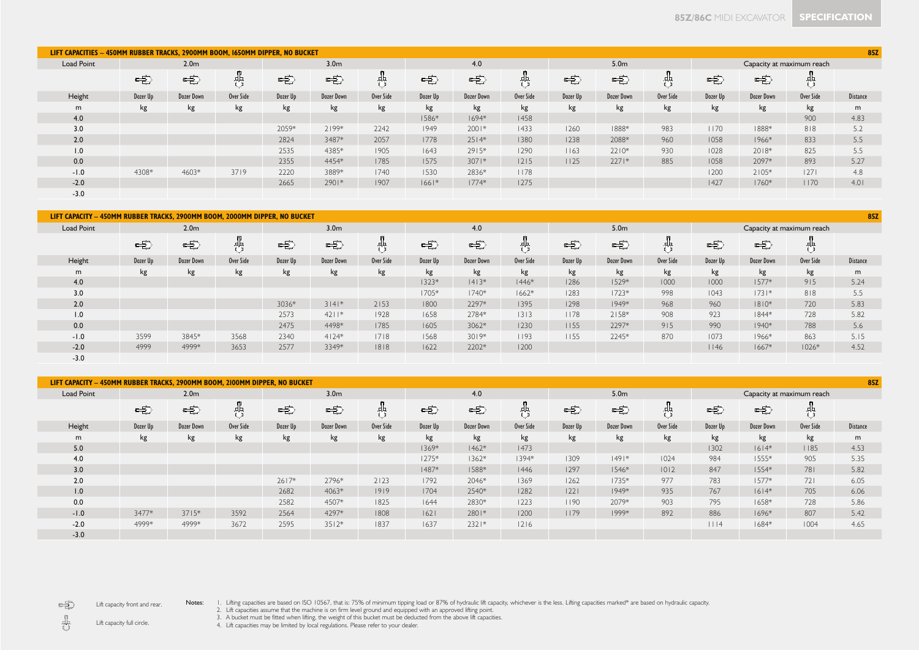## LIFT CAPACITIES – 450MM RUBBER TRACKS, 2900MM BOOM, 1650MM DIPPER, NO BUCKET

85Z

| Load Point | 2.0m | | | 3.0m | | | 4.0 | | | 5.0m | | | Capacity at maximum reach | | | |
|---|---|---|---|---|---|---|---|---|---|---|---|---|---|---|---|---|
| Height | Dozer Up | Dozer Down | Over Side | Dozer Up | Dozer Down | Over Side | Dozer Up | Dozer Down | Over Side | Dozer Up | Dozer Down | Over Side | Dozer Up | Dozer Down | Over Side | Distance |
| m | kg | kg | kg | kg | kg | kg | kg | kg | kg | kg | kg | kg | kg | kg | kg | m |
| 4.0 | | | | | | | 1586* | 1694* | 1458 | | | | | | 900 | 4.83 |
| 3.0 | | | | 2059* | 2199* | 2242 | 1949 | 2001* | 1433 | 1260 | 1888* | 983 | 1170 | 1888* | 818 | 5.2 |
| 2.0 | | | | 2824 | 3487* | 2057 | 1778 | 2514* | 1380 | 1238 | 2088* | 960 | 1058 | 1966* | 833 | 5.5 |
| 1.0 | | | | 2535 | 4385* | 1905 | 1643 | 2915* | 1290 | 1163 | 2210* | 930 | 1028 | 2018* | 825 | 5.5 |
| 0.0 | | | | 2355 | 4454* | 1785 | 1575 | 3071* | 1215 | 1125 | 2271* | 885 | 1058 | 2097* | 893 | 5.27 |
| -1.0 | 4308* | 4603* | 3719 | 2220 | 3889* | 1740 | 1530 | 2836* | 1178 | | | | 1200 | 2105* | 1271 | 4.8 |
| -2.0 | | | | 2665 | 2901* | 1907 | 1661* | 1774* | 1275 | | | | 1427 | 1760* | 1170 | 4.01 |
| -3.0 | | | | | | | | | | | | | | | | |

## LIFT CAPACITY – 450MM RUBBER TRACKS, 2900MM BOOM, 2000MM DIPPER, NO BUCKET

85Z

| Load Point | 2.0m | | | 3.0m | | | 4.0 | | | 5.0m | | | Capacity at maximum reach | | | |
|---|---|---|---|---|---|---|---|---|---|---|---|---|---|---|---|---|
| Height | Dozer Up | Dozer Down | Over Side | Dozer Up | Dozer Down | Over Side | Dozer Up | Dozer Down | Over Side | Dozer Up | Dozer Down | Over Side | Dozer Up | Dozer Down | Over Side | Distance |
| m | kg | kg | kg | kg | kg | kg | kg | kg | kg | kg | kg | kg | kg | kg | kg | m |
| 4.0 | | | | | | | 1323* | 1413* | 1446* | 1286 | 1529* | 1000 | 1000 | 1577* | 915 | 5.24 |
| 3.0 | | | | | | | 1705* | 1740* | 1662* | 1283 | 1723* | 998 | 1043 | 1731* | 818 | 5.5 |
| 2.0 | | | | 3036* | 3141* | 2153 | 1800 | 2297* | 1395 | 1298 | 1949* | 968 | 960 | 1810* | 720 | 5.83 |
| 1.0 | | | | 2573 | 4211* | 1928 | 1658 | 2784* | 1313 | 1178 | 2158* | 908 | 923 | 1844* | 728 | 5.82 |
| 0.0 | | | | 2475 | 4498* | 1785 | 1605 | 3062* | 1230 | 1155 | 2297* | 915 | 990 | 1940* | 788 | 5.6 |
| -1.0 | 3599 | 3845* | 3568 | 2340 | 4124* | 1718 | 1568 | 3019* | 1193 | 1155 | 2245* | 870 | 1073 | 1966* | 863 | 5.15 |
| -2.0 | 4999 | 4999* | 3653 | 2577 | 3349* | 1818 | 1622 | 2202* | 1200 | | | | 1146 | 1667* | 1026* | 4.52 |
| -3.0 | | | | | | | | | | | | | | | | |

## LIFT CAPACITY – 450MM RUBBER TRACKS, 2900MM BOOM, 2100MM DIPPER, NO BUCKET

85Z

| Load Point | 2.0m | | | 3.0m | | | 4.0 | | | 5.0m | | | Capacity at maximum reach | | | |
|---|---|---|---|---|---|---|---|---|---|---|---|---|---|---|---|---|
| Height | Dozer Up | Dozer Down | Over Side | Dozer Up | Dozer Down | Over Side | Dozer Up | Dozer Down | Over Side | Dozer Up | Dozer Down | Over Side | Dozer Up | Dozer Down | Over Side | Distance |
| m | kg | kg | kg | kg | kg | kg | kg | kg | kg | kg | kg | kg | kg | kg | kg | m |
| 5.0 | | | | | | | 1369* | 1462* | 1473 | | | | 1302 | 1614* | 1185 | 4.53 |
| 4.0 | | | | | | | 1275* | 1362* | 1394* | 1309 | 1491* | 1024 | 984 | 1555* | 905 | 5.35 |
| 3.0 | | | | | | | 1487* | 1588* | 1446 | 1297 | 1546* | 1012 | 847 | 1554* | 781 | 5.82 |
| 2.0 | | | | 2617* | 2796* | 2123 | 1792 | 2046* | 1369 | 1262 | 1735* | 977 | 783 | 1577* | 721 | 6.05 |
| 1.0 | | | | 2682 | 4063* | 1919 | 1704 | 2540* | 1282 | 1221 | 1949* | 935 | 767 | 1614* | 705 | 6.06 |
| 0.0 | | | | 2582 | 4507* | 1825 | 1644 | 2830* | 1223 | 1190 | 2079* | 903 | 795 | 1658* | 728 | 5.86 |
| -1.0 | 3477* | 3715* | 3592 | 2564 | 4297* | 1808 | 1621 | 2801* | 1200 | 1179 | 1999* | 892 | 886 | 1696* | 807 | 5.42 |
| -2.0 | 4999* | 4999* | 3672 | 2595 | 3512* | 1837 | 1637 | 2321* | 1216 | | | | 1114 | 1684* | 1004 | 4.65 |
| -3.0 | | | | | | | | | | | | | | | | |

Lift capacity front and rear.

Lift capacity full circle.

Notes:
1. Lifting capacities are based on ISO 10567, that is: 75% of minimum tipping load or 87% of hydraulic lift capacity, whichever is the less. Lifting capacities marked* are based on hydraulic capacity.
2. Lift capacities assume that the machine is on firm level ground and equipped with an approved lifting point.
3. A bucket must be fitted when lifting, the weight of this bucket must be deducted from the above lift capacities.
4. Lift capacities may be limited by local regulations. Please refer to your dealer.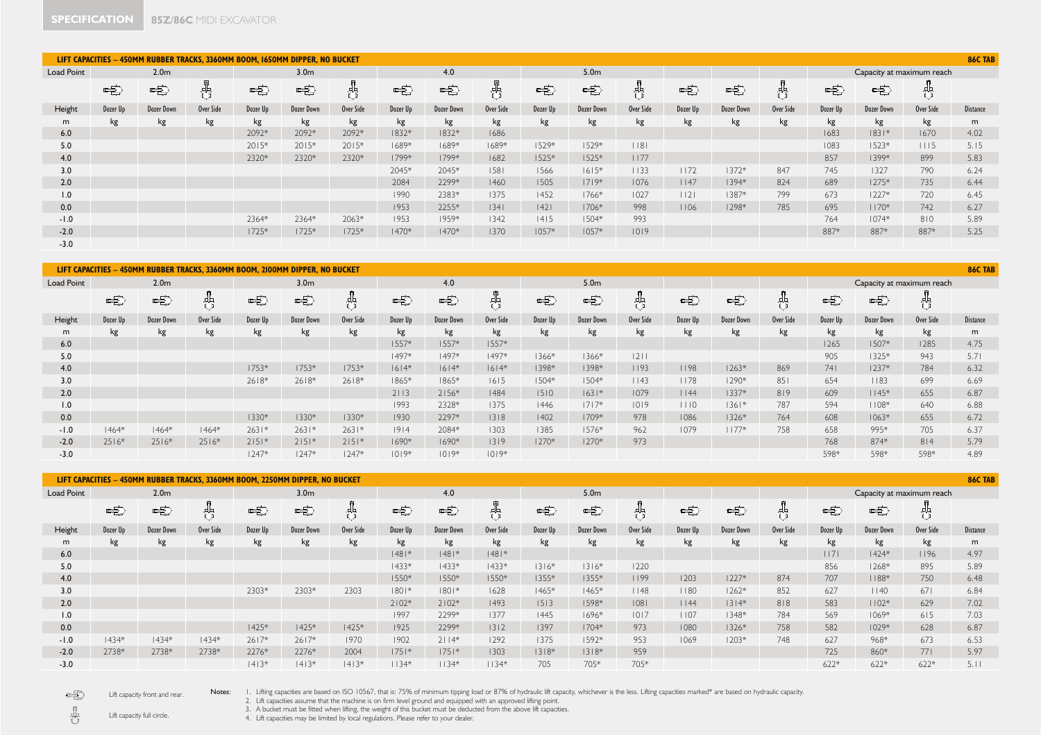## LIFT CAPACITIES – 450MM RUBBER TRACKS, 3360MM BOOM, 1650MM DIPPER, NO BUCKET

86C TAB

| Load Point | 2.0m | | | 3.0m | | | 4.0m | | | 5.0m | | | | | | Capacity at maximum reach | | | |
|---|---|---|---|---|---|---|---|---|---|---|---|---|---|---|---|---|---|---|---|
| Height | Dozer Up | Dozer Down | Over Side | Dozer Up | Dozer Down | Over Side | Dozer Up | Dozer Down | Over Side | Dozer Up | Dozer Down | Over Side | Dozer Up | Dozer Down | Over Side | Dozer Up | Dozer Down | Over Side | Distance |
| m | kg | kg | kg | kg | kg | kg | kg | kg | kg | kg | kg | kg | kg | kg | kg | kg | kg | kg | m |
| 6.0 | | | | 2092* | 2092* | 2092* | 1832* | 1832* | 1686 | | | | | | | 1683 | 1831* | 1670 | 4.02 |
| 5.0 | | | | 2015* | 2015* | 2015* | 1689* | 1689* | 1689* | 1529* | 1529* | 1181 | | | | 1083 | 1523* | 1115 | 5.15 |
| 4.0 | | | | 2320* | 2320* | 2320* | 1799* | 1799* | 1682 | 1525* | 1525* | 1177 | | | | 857 | 1399* | 899 | 5.83 |
| 3.0 | | | | | | | 2045* | 2045* | 1581 | 1566 | 1615* | 1133 | 1172 | 1372* | 847 | 745 | 1327 | 790 | 6.24 |
| 2.0 | | | | | | | 2084 | 2299* | 1460 | 1505 | 1719* | 1076 | 1147 | 1394* | 824 | 689 | 1275* | 735 | 6.44 |
| 1.0 | | | | | | | 1990 | 2383* | 1375 | 1452 | 1766* | 1027 | 1121 | 1387* | 799 | 673 | 1227* | 720 | 6.45 |
| 0.0 | | | | | | | 1953 | 2255* | 1341 | 1421 | 1706* | 998 | 1106 | 1298* | 785 | 695 | 1170* | 742 | 6.27 |
| -1.0 | | | | 2364* | 2364* | 2063* | 1953 | 1959* | 1342 | 1415 | 1504* | 993 | | | | 764 | 1074* | 810 | 5.89 |
| -2.0 | | | | 1725* | 1725* | 1725* | 1470* | 1470* | 1370 | 1057* | 1057* | 1019 | | | | 887* | 887* | 887* | 5.25 |
| -3.0 | | | | | | | | | | | | | | | | | | | |

## LIFT CAPACITIES – 450MM RUBBER TRACKS, 3360MM BOOM, 2100MM DIPPER, NO BUCKET

86C TAB

| Load Point | 2.0m | | | 3.0m | | | 4.0m | | | 5.0m | | | | | | Capacity at maximum reach | | | |
|---|---|---|---|---|---|---|---|---|---|---|---|---|---|---|---|---|---|---|---|
| Height | Dozer Up | Dozer Down | Over Side | Dozer Up | Dozer Down | Over Side | Dozer Up | Dozer Down | Over Side | Dozer Up | Dozer Down | Over Side | Dozer Up | Dozer Down | Over Side | Dozer Up | Dozer Down | Over Side | Distance |
| m | kg | kg | kg | kg | kg | kg | kg | kg | kg | kg | kg | kg | kg | kg | kg | kg | kg | kg | m |
| 6.0 | | | | | | | 1557* | 1557* | 1557* | | | | | | | 1265 | 1507* | 1285 | 4.75 |
| 5.0 | | | | | | | 1497* | 1497* | 1497* | 1366* | 1366* | 1211 | | | | 905 | 1325* | 943 | 5.71 |
| 4.0 | | | | 1753* | 1753* | 1753* | 1614* | 1614* | 1614* | 1398* | 1398* | 1193 | 1198 | 1263* | 869 | 741 | 1237* | 784 | 6.32 |
| 3.0 | | | | 2618* | 2618* | 2618* | 1865* | 1865* | 1615 | 1504* | 1504* | 1143 | 1178 | 1290* | 851 | 654 | 1183 | 699 | 6.69 |
| 2.0 | | | | | | | 2113 | 2156* | 1484 | 1510 | 1631* | 1079 | 1144 | 1337* | 819 | 609 | 1145* | 655 | 6.87 |
| 1.0 | | | | | | | 1993 | 2328* | 1375 | 1446 | 1717* | 1019 | 1110 | 1361* | 787 | 594 | 1108* | 640 | 6.88 |
| 0.0 | | | | 1330* | 1330* | 1330* | 1930 | 2297* | 1318 | 1402 | 1709* | 978 | 1086 | 1326* | 764 | 608 | 1063* | 655 | 6.72 |
| -1.0 | 1464* | 1464* | 1464* | 2631* | 2631* | 2631* | 1914 | 2084* | 1303 | 1385 | 1576* | 962 | 1079 | 1177* | 758 | 658 | 995* | 705 | 6.37 |
| -2.0 | 2516* | 2516* | 2516* | 2151* | 2151* | 2151* | 1690* | 1690* | 1319 | 1270* | 1270* | 973 | | | | 768 | 874* | 814 | 5.79 |
| -3.0 | | | | 1247* | 1247* | 1247* | 1019* | 1019* | 1019* | | | | | | | 598* | 598* | 598* | 4.89 |

## LIFT CAPACITIES – 450MM RUBBER TRACKS, 3360MM BOOM, 2250MM DIPPER, NO BUCKET

86C TAB

| Load Point | 2.0m | | | 3.0m | | | 4.0m | | | 5.0m | | | | | | Capacity at maximum reach | | | |
|---|---|---|---|---|---|---|---|---|---|---|---|---|---|---|---|---|---|---|---|
| Height | Dozer Up | Dozer Down | Over Side | Dozer Up | Dozer Down | Over Side | Dozer Up | Dozer Down | Over Side | Dozer Up | Dozer Down | Over Side | Dozer Up | Dozer Down | Over Side | Dozer Up | Dozer Down | Over Side | Distance |
| m | kg | kg | kg | kg | kg | kg | kg | kg | kg | kg | kg | kg | kg | kg | kg | kg | kg | kg | m |
| 6.0 | | | | | | | 1481* | 1481* | 1481* | | | | | | | 1171 | 1424* | 1196 | 4.97 |
| 5.0 | | | | | | | 1433* | 1433* | 1433* | 1316* | 1316* | 1220 | | | | 856 | 1268* | 895 | 5.89 |
| 4.0 | | | | | | | 1550* | 1550* | 1550* | 1355* | 1355* | 1199 | 1203 | 1227* | 874 | 707 | 1188* | 750 | 6.48 |
| 3.0 | | | | 2303* | 2303* | 2303 | 1801* | 1801* | 1628 | 1465* | 1465* | 1148 | 1180 | 1262* | 852 | 627 | 1140 | 671 | 6.84 |
| 2.0 | | | | | | | 2102* | 2102* | 1493 | 1513 | 1598* | 1081 | 1144 | 1314* | 818 | 583 | 1102* | 629 | 7.02 |
| 1.0 | | | | | | | 1997 | 2299* | 1377 | 1445 | 1696* | 1017 | 1107 | 1348* | 784 | 569 | 1069* | 615 | 7.03 |
| 0.0 | | | | 1425* | 1425* | 1425* | 1925 | 2299* | 1312 | 1397 | 1704* | 973 | 1080 | 1326* | 758 | 582 | 1029* | 628 | 6.87 |
| -1.0 | 1434* | 1434* | 1434* | 2617* | 2617* | 1970 | 1902 | 2114* | 1292 | 1375 | 1592* | 953 | 1069 | 1203* | 748 | 627 | 968* | 673 | 6.53 |
| -2.0 | 2738* | 2738* | 2738* | 2276* | 2276* | 2004 | 1751* | 1751* | 1303 | 1318* | 1318* | 959 | | | | 725 | 860* | 771 | 5.97 |
| -3.0 | | | | 1413* | 1413* | 1413* | 1134* | 1134* | 1134* | 705 | 705* | 705* | | | | 622* | 622* | 622* | 5.11 |

Lift capacity front and rear.

Lift capacity full circle.

Notes:

1. Lifting capacities are based on ISO 10567, that is: 75% of minimum tipping load or 87% of hydraulic lift capacity, whichever is the less. Lifting capacities marked* are based on hydraulic capacity.
2. Lift capacities assume that the machine is on firm level ground and equipped with an approved lifting point.
3. A bucket must be fitted when lifting, the weight of this bucket must be deducted from the above lift capacities.
4. Lift capacities may be limited by local regulations. Please refer to your dealer.